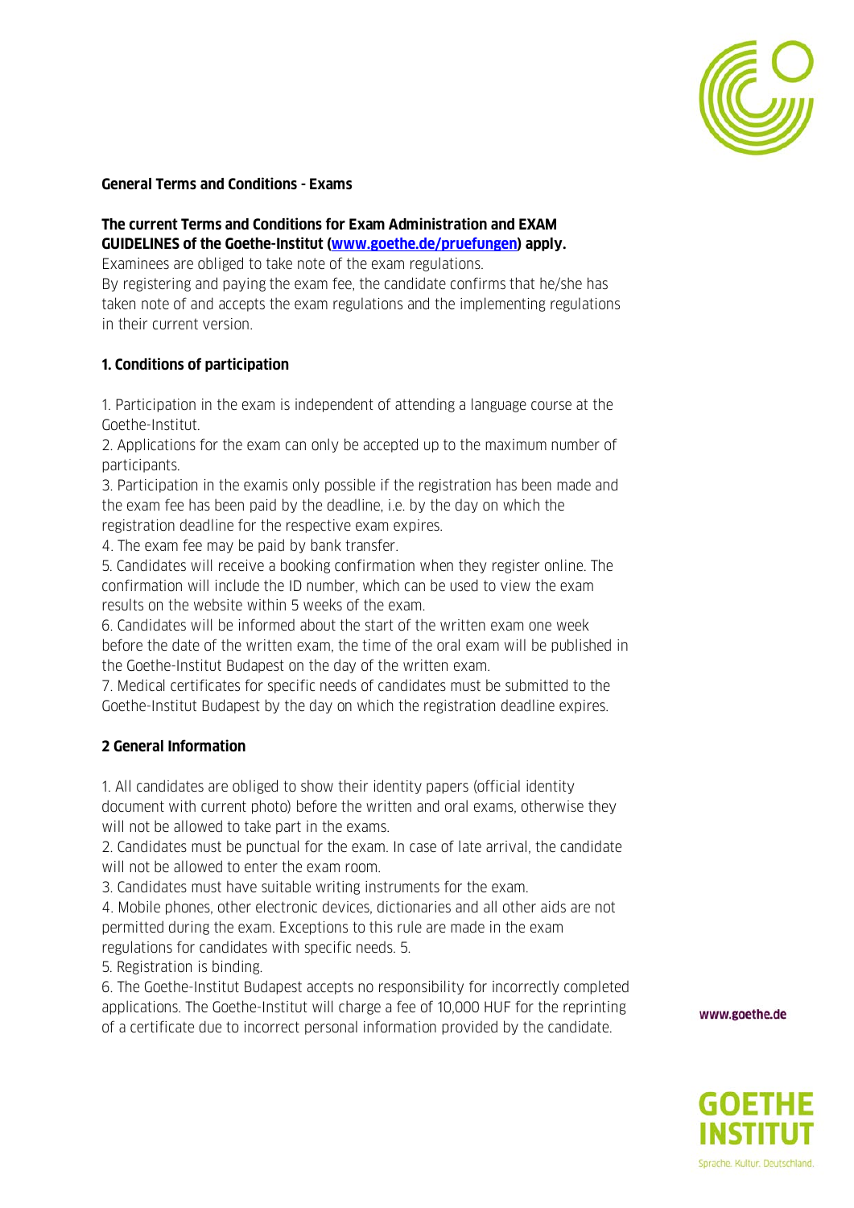**General Terms and Conditions - Exams**

**The current Terms and Conditions for Exam Administration and EXAM GUIDELINES of the Goethe-Institut ([www.goethe.de/pruefungen](www.goethe.de/pruefungen)) apply.**

Examinees are obliged to take note of the exam regulations.
By registering and paying the exam fee, the candidate confirms that he/she has taken note of and accepts the exam regulations and the implementing regulations in their current version.

## 1. Conditions of participation

1. Participation in the exam is independent of attending a language course at the Goethe-Institut.
2. Applications for the exam can only be accepted up to the maximum number of participants.
3. Participation in the examis only possible if the registration has been made and the exam fee has been paid by the deadline, i.e. by the day on which the registration deadline for the respective exam expires.
4. The exam fee may be paid by bank transfer.
5. Candidates will receive a booking confirmation when they register online. The confirmation will include the ID number, which can be used to view the exam results on the website within 5 weeks of the exam.
6. Candidates will be informed about the start of the written exam one week before the date of the written exam, the time of the oral exam will be published in the Goethe-Institut Budapest on the day of the written exam.
7. Medical certificates for specific needs of candidates must be submitted to the Goethe-Institut Budapest by the day on which the registration deadline expires.

## 2 General Information

1. All candidates are obliged to show their identity papers (official identity document with current photo) before the written and oral exams, otherwise they will not be allowed to take part in the exams.
2. Candidates must be punctual for the exam. In case of late arrival, the candidate will not be allowed to enter the exam room.
3. Candidates must have suitable writing instruments for the exam.
4. Mobile phones, other electronic devices, dictionaries and all other aids are not permitted during the exam. Exceptions to this rule are made in the exam regulations for candidates with specific needs. 5.
5. Registration is binding.
6. The Goethe-Institut Budapest accepts no responsibility for incorrectly completed applications. The Goethe-Institut will charge a fee of 10,000 HUF for the reprinting of a certificate due to incorrect personal information provided by the candidate.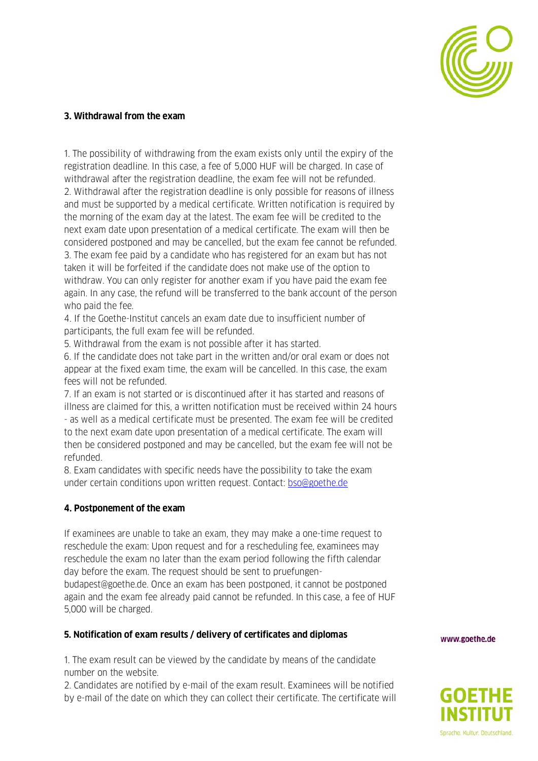### 3. Withdrawal from the exam

1. The possibility of withdrawing from the exam exists only until the expiry of the registration deadline. In this case, a fee of 5,000 HUF will be charged. In case of withdrawal after the registration deadline, the exam fee will not be refunded.
2. Withdrawal after the registration deadline is only possible for reasons of illness and must be supported by a medical certificate. Written notification is required by the morning of the exam day at the latest. The exam fee will be credited to the next exam date upon presentation of a medical certificate. The exam will then be considered postponed and may be cancelled, but the exam fee cannot be refunded.
3. The exam fee paid by a candidate who has registered for an exam but has not taken it will be forfeited if the candidate does not make use of the option to withdraw. You can only register for another exam if you have paid the exam fee again. In any case, the refund will be transferred to the bank account of the person who paid the fee.
4. If the Goethe-Institut cancels an exam date due to insufficient number of participants, the full exam fee will be refunded.
5. Withdrawal from the exam is not possible after it has started.
6. If the candidate does not take part in the written and/or oral exam or does not appear at the fixed exam time, the exam will be cancelled. In this case, the exam fees will not be refunded.
7. If an exam is not started or is discontinued after it has started and reasons of illness are claimed for this, a written notification must be received within 24 hours - as well as a medical certificate must be presented. The exam fee will be credited to the next exam date upon presentation of a medical certificate. The exam will then be considered postponed and may be cancelled, but the exam fee will not be refunded.
8. Exam candidates with specific needs have the possibility to take the exam under certain conditions upon written request. Contact: bso@goethe.de

### 4. Postponement of the exam

If examinees are unable to take an exam, they may make a one-time request to reschedule the exam: Upon request and for a rescheduling fee, examinees may reschedule the exam no later than the exam period following the fifth calendar day before the exam. The request should be sent to pruefungen-budapest@goethe.de. Once an exam has been postponed, it cannot be postponed again and the exam fee already paid cannot be refunded. In this case, a fee of HUF 5,000 will be charged.

### 5. Notification of exam results / delivery of certificates and diplomas

1. The exam result can be viewed by the candidate by means of the candidate number on the website.
2. Candidates are notified by e-mail of the exam result. Examinees will be notified by e-mail of the date on which they can collect their certificate. The certificate will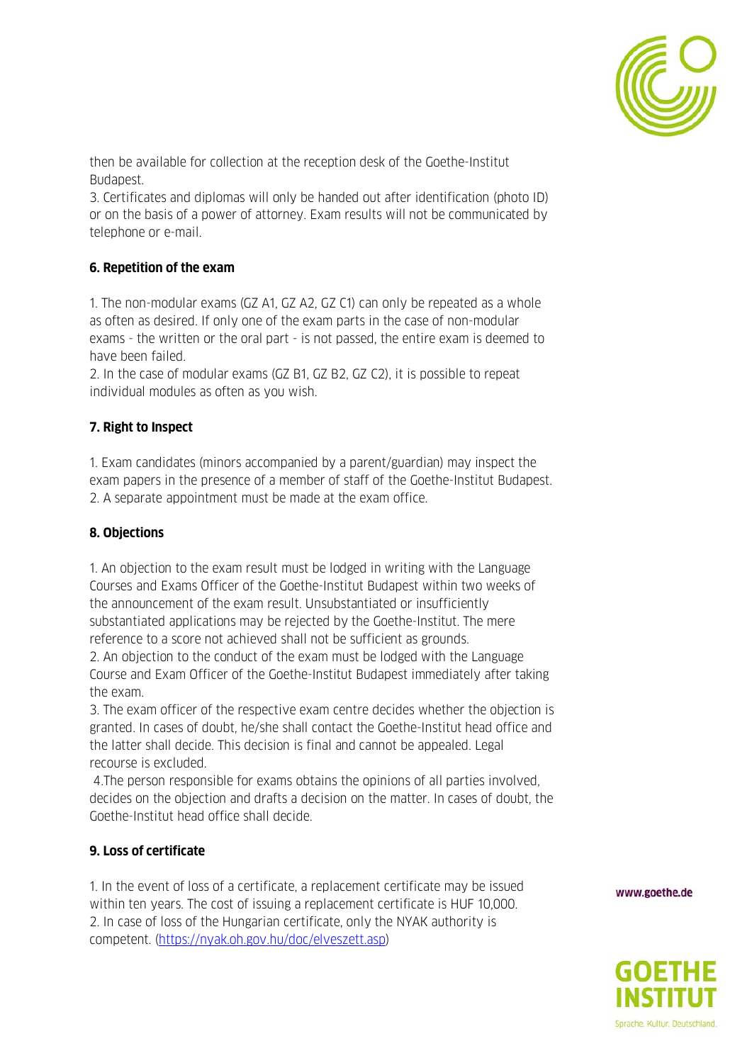then be available for collection at the reception desk of the Goethe-Institut Budapest.

3. Certificates and diplomas will only be handed out after identification (photo ID) or on the basis of a power of attorney. Exam results will not be communicated by telephone or e-mail.

**6. Repetition of the exam**

1. The non-modular exams (GZ A1, GZ A2, GZ C1) can only be repeated as a whole as often as desired. If only one of the exam parts in the case of non-modular exams - the written or the oral part - is not passed, the entire exam is deemed to have been failed.
2. In the case of modular exams (GZ B1, GZ B2, GZ C2), it is possible to repeat individual modules as often as you wish.

**7. Right to Inspect**

1. Exam candidates (minors accompanied by a parent/guardian) may inspect the exam papers in the presence of a member of staff of the Goethe-Institut Budapest.
2. A separate appointment must be made at the exam office.

**8. Objections**

1. An objection to the exam result must be lodged in writing with the Language Courses and Exams Officer of the Goethe-Institut Budapest within two weeks of the announcement of the exam result. Unsubstantiated or insufficiently substantiated applications may be rejected by the Goethe-Institut. The mere reference to a score not achieved shall not be sufficient as grounds.
2. An objection to the conduct of the exam must be lodged with the Language Course and Exam Officer of the Goethe-Institut Budapest immediately after taking the exam.
3. The exam officer of the respective exam centre decides whether the objection is granted. In cases of doubt, he/she shall contact the Goethe-Institut head office and the latter shall decide. This decision is final and cannot be appealed. Legal recourse is excluded.
4. The person responsible for exams obtains the opinions of all parties involved, decides on the objection and drafts a decision on the matter. In cases of doubt, the Goethe-Institut head office shall decide.

**9. Loss of certificate**

1. In the event of loss of a certificate, a replacement certificate may be issued within ten years. The cost of issuing a replacement certificate is HUF 10,000.
2. In case of loss of the Hungarian certificate, only the NYAK authority is competent. (https://nyak.oh.gov.hu/doc/elveszett.asp)